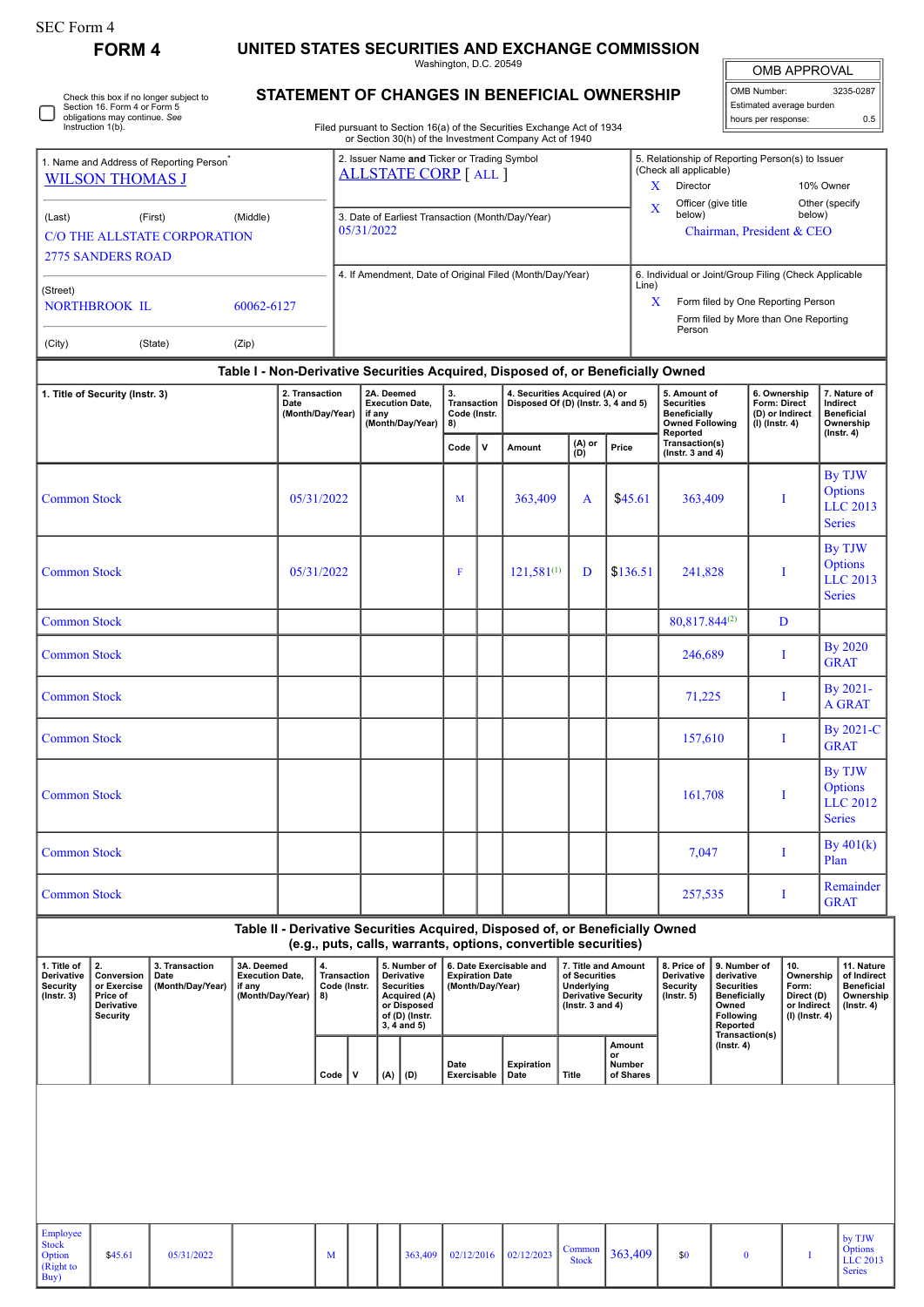SEC Form 4

**FORM 4**

# UNITED STATES SECURITIES AND EXCHANGE COMMISSION

Washington, D.C. 20549

## STATEMENT OF CHANGES IN BENEFICIAL OWNERSHIP

Filed pursuant to Section 16(a) of the Securities Exchange Act of 1934 or Section 30(h) of the Investment Company Act of 1940

| OMB APPROVAL | |
|---|---|
| OMB Number: | 3235-0287 |
| Estimated average burden | |
| hours per response: | 0.5 |

☐ Check this box if no longer subject to Section 16. Form 4 or Form 5 obligations may continue. *See* Instruction 1(b).

1. Name and Address of Reporting Person*
WILSON THOMAS J

(Last) (First) (Middle)
C/O THE ALLSTATE CORPORATION
2775 SANDERS ROAD

(Street)
NORTHBROOK IL 60062-6127

(City) (State) (Zip)

2. Issuer Name **and** Ticker or Trading Symbol
ALLSTATE CORP [ ALL ]

3. Date of Earliest Transaction (Month/Day/Year)
05/31/2022

4. If Amendment, Date of Original Filed (Month/Day/Year)

5. Relationship of Reporting Person(s) to Issuer (Check all applicable)
X Director
10% Owner
X Officer (give title below)
Other (specify below)
Chairman, President & CEO

6. Individual or Joint/Group Filing (Check Applicable Line)
X Form filed by One Reporting Person
Form filed by More than One Reporting Person

### Table I - Non-Derivative Securities Acquired, Disposed of, or Beneficially Owned

| 1. Title of Security (Instr. 3) | 2. Transaction Date (Month/Day/Year) | 2A. Deemed Execution Date, if any (Month/Day/Year) | 3. Transaction Code (Instr. 8) | | 4. Securities Acquired (A) or Disposed Of (D) (Instr. 3, 4 and 5) | | | 5. Amount of Securities Beneficially Owned Following Reported Transaction(s) (Instr. 3 and 4) | 6. Ownership Form: Direct (D) or Indirect (I) (Instr. 4) | 7. Nature of Indirect Beneficial Ownership (Instr. 4) |
|---|---|---|---|---|---|---|---|---|---|---|
| | | | Code | V | Amount | (A) or (D) | Price | | | |
| Common Stock | 05/31/2022 | | M | | 363,409 | A | $45.61 | 363,409 | I | By TJW Options LLC 2013 Series |
| Common Stock | 05/31/2022 | | F | | 121,581[(1)] | D | $136.51 | 241,828 | I | By TJW Options LLC 2013 Series |
| Common Stock | | | | | | | | 80,817.844[(2)] | D | |
| Common Stock | | | | | | | | 246,689 | I | By 2020 GRAT |
| Common Stock | | | | | | | | 71,225 | I | By 2021-A GRAT |
| Common Stock | | | | | | | | 157,610 | I | By 2021-C GRAT |
| Common Stock | | | | | | | | 161,708 | I | By TJW Options LLC 2012 Series |
| Common Stock | | | | | | | | 7,047 | I | By 401(k) Plan |
| Common Stock | | | | | | | | 257,535 | I | Remainder GRAT |

### Table II - Derivative Securities Acquired, Disposed of, or Beneficially Owned (e.g., puts, calls, warrants, options, convertible securities)

| 1. Title of Derivative Security (Instr. 3) | 2. Conversion or Exercise Price of Derivative Security | 3. Transaction Date (Month/Day/Year) | 3A. Deemed Execution Date, if any (Month/Day/Year) | 4. Transaction Code (Instr. 8) | | 5. Number of Derivative Securities Acquired (A) or Disposed of (D) (Instr. 3, 4 and 5) | | 6. Date Exercisable and Expiration Date (Month/Day/Year) | | 7. Title and Amount of Securities Underlying Derivative Security (Instr. 3 and 4) | | 8. Price of Derivative Security (Instr. 5) | 9. Number of derivative Securities Beneficially Owned Following Reported Transaction(s) (Instr. 4) | 10. Ownership Form: Direct (D) or Indirect (I) (Instr. 4) | 11. Nature of Indirect Beneficial Ownership (Instr. 4) |
|---|---|---|---|---|---|---|---|---|---|---|---|---|---|---|---|
| | | | | Code | V | (A) | (D) | Date Exercisable | Expiration Date | Title | Amount or Number of Shares | | | | |
| Employee Stock Option (Right to Buy) | $45.61 | 05/31/2022 | | M | | | 363,409 | 02/12/2016 | 02/12/2023 | Common Stock | 363,409 | $0 | 0 | I | by TJW Options LLC 2013 Series |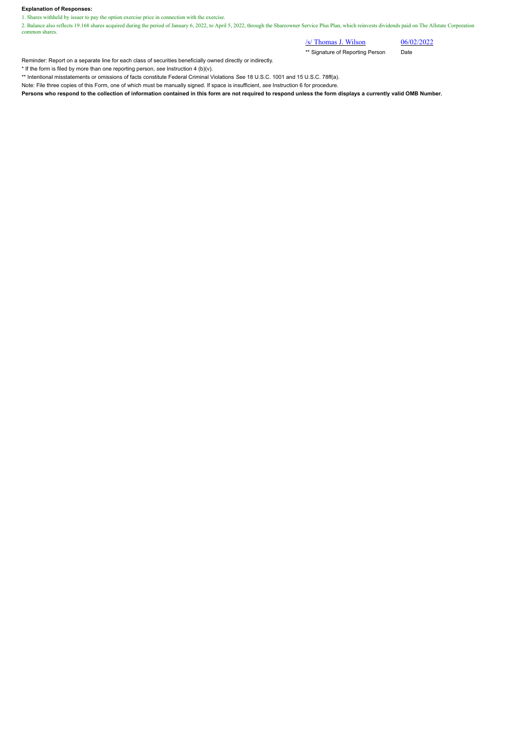**Explanation of Responses:**

1. Shares withheld by issuer to pay the option exercise price in connection with the exercise.

2. Balance also reflects 19.168 shares acquired during the period of January 6, 2022, to April 5, 2022, through the Shareowner Service Plus Plan, which reinvests dividends paid on The Allstate Corporation common shares.

| | |
|---|---|
| /s/ Thomas J. Wilson | 06/02/2022 |
| ** Signature of Reporting Person | Date |

Reminder: Report on a separate line for each class of securities beneficially owned directly or indirectly.

* If the form is filed by more than one reporting person, *see* Instruction 4 (b)(v).

** Intentional misstatements or omissions of facts constitute Federal Criminal Violations *See* 18 U.S.C. 1001 and 15 U.S.C. 78ff(a).

Note: File three copies of this Form, one of which must be manually signed. If space is insufficient, *see* Instruction 6 for procedure.

**Persons who respond to the collection of information contained in this form are not required to respond unless the form displays a currently valid OMB Number.**